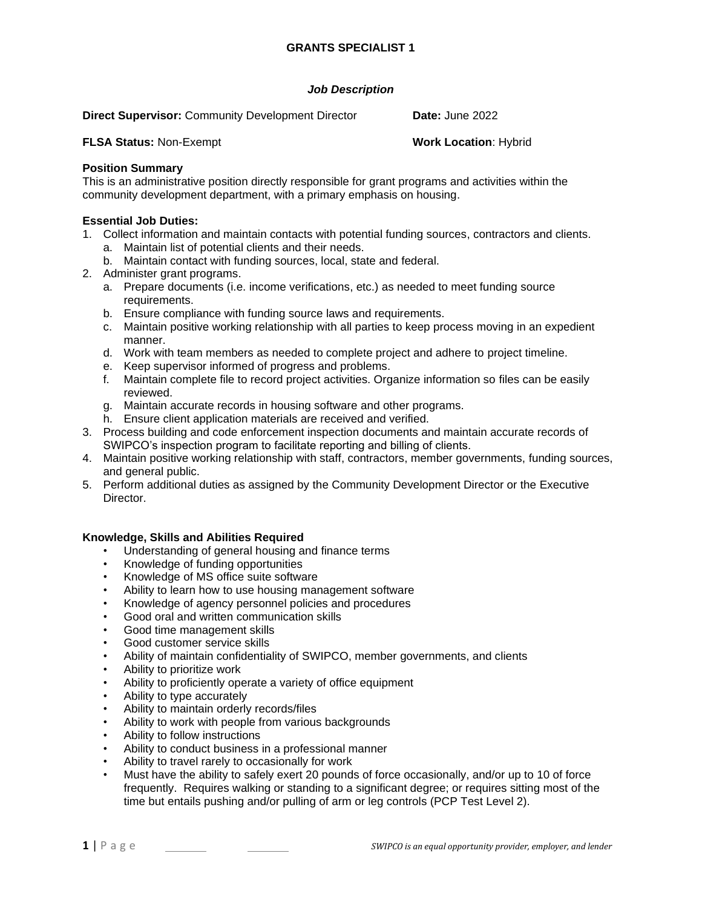# GRANTS SPECIALIST 1

***Job Description***

**Direct Supervisor:** Community Development Director **Date:** June 2022

**FLSA Status:** Non-Exempt **Work Location**: Hybrid

**Position Summary**

This is an administrative position directly responsible for grant programs and activities within the community development department, with a primary emphasis on housing.

**Essential Job Duties:**

1. Collect information and maintain contacts with potential funding sources, contractors and clients.
   a. Maintain list of potential clients and their needs.
   b. Maintain contact with funding sources, local, state and federal.
2. Administer grant programs.
   a. Prepare documents (i.e. income verifications, etc.) as needed to meet funding source requirements.
   b. Ensure compliance with funding source laws and requirements.
   c. Maintain positive working relationship with all parties to keep process moving in an expedient manner.
   d. Work with team members as needed to complete project and adhere to project timeline.
   e. Keep supervisor informed of progress and problems.
   f. Maintain complete file to record project activities. Organize information so files can be easily reviewed.
   g. Maintain accurate records in housing software and other programs.
   h. Ensure client application materials are received and verified.
3. Process building and code enforcement inspection documents and maintain accurate records of SWIPCO's inspection program to facilitate reporting and billing of clients.
4. Maintain positive working relationship with staff, contractors, member governments, funding sources, and general public.
5. Perform additional duties as assigned by the Community Development Director or the Executive Director.

**Knowledge, Skills and Abilities Required**

- Understanding of general housing and finance terms
- Knowledge of funding opportunities
- Knowledge of MS office suite software
- Ability to learn how to use housing management software
- Knowledge of agency personnel policies and procedures
- Good oral and written communication skills
- Good time management skills
- Good customer service skills
- Ability of maintain confidentiality of SWIPCO, member governments, and clients
- Ability to prioritize work
- Ability to proficiently operate a variety of office equipment
- Ability to type accurately
- Ability to maintain orderly records/files
- Ability to work with people from various backgrounds
- Ability to follow instructions
- Ability to conduct business in a professional manner
- Ability to travel rarely to occasionally for work
- Must have the ability to safely exert 20 pounds of force occasionally, and/or up to 10 of force frequently. Requires walking or standing to a significant degree; or requires sitting most of the time but entails pushing and/or pulling of arm or leg controls (PCP Test Level 2).

*SWIPCO is an equal opportunity provider, employer, and lender*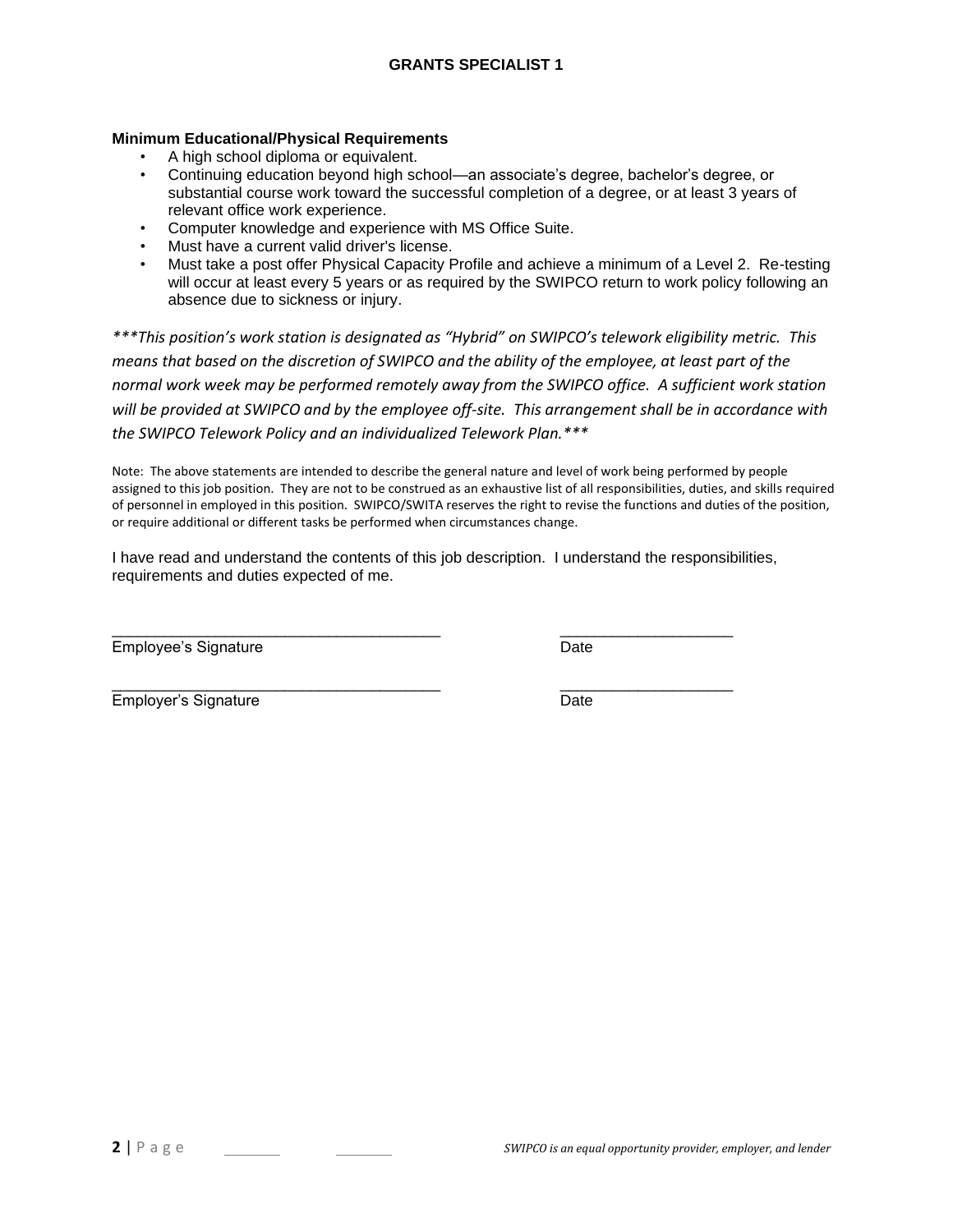**Minimum Educational/Physical Requirements**

- A high school diploma or equivalent.
- Continuing education beyond high school—an associate's degree, bachelor's degree, or substantial course work toward the successful completion of a degree, or at least 3 years of relevant office work experience.
- Computer knowledge and experience with MS Office Suite.
- Must have a current valid driver's license.
- Must take a post offer Physical Capacity Profile and achieve a minimum of a Level 2. Re-testing will occur at least every 5 years or as required by the SWIPCO return to work policy following an absence due to sickness or injury.

****This position's work station is designated as "Hybrid" on SWIPCO's telework eligibility metric. This means that based on the discretion of SWIPCO and the ability of the employee, at least part of the normal work week may be performed remotely away from the SWIPCO office. A sufficient work station will be provided at SWIPCO and by the employee off-site. This arrangement shall be in accordance with the SWIPCO Telework Policy and an individualized Telework Plan.****

Note: The above statements are intended to describe the general nature and level of work being performed by people assigned to this job position. They are not to be construed as an exhaustive list of all responsibilities, duties, and skills required of personnel in employed in this position. SWIPCO/SWITA reserves the right to revise the functions and duties of the position, or require additional or different tasks be performed when circumstances change.

I have read and understand the contents of this job description. I understand the responsibilities, requirements and duties expected of me.

_______________________________________ ____________________

Employee's Signature Date

_______________________________________ ____________________

Employer's Signature Date